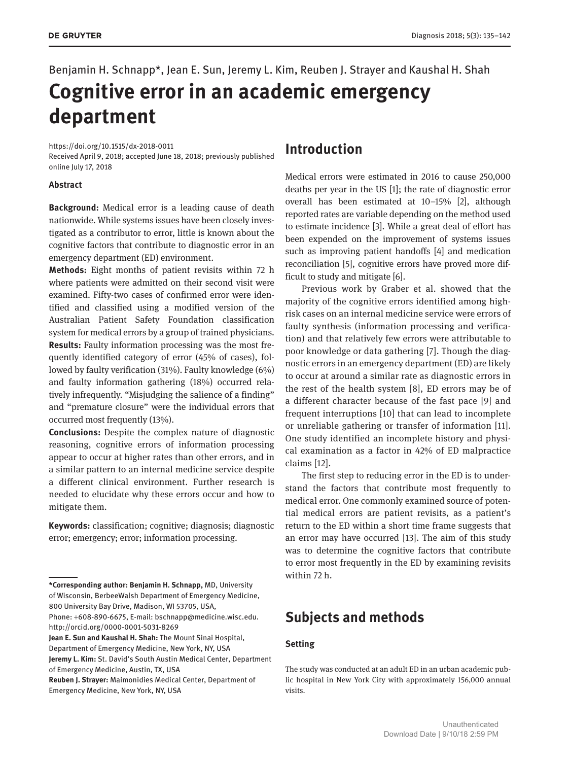Benjamin H. Schnapp*, Jean E. Sun, Jeremy L. Kim, Reuben J. Strayer and Kaushal H. Shah

# Cognitive error in an academic emergency department

https://doi.org/10.1515/dx-2018-0011
Received April 9, 2018; accepted June 18, 2018; previously published online July 17, 2018

**Abstract**

**Background:** Medical error is a leading cause of death nationwide. While systems issues have been closely investigated as a contributor to error, little is known about the cognitive factors that contribute to diagnostic error in an emergency department (ED) environment.

**Methods:** Eight months of patient revisits within 72 h where patients were admitted on their second visit were examined. Fifty-two cases of confirmed error were identified and classified using a modified version of the Australian Patient Safety Foundation classification system for medical errors by a group of trained physicians.

**Results:** Faulty information processing was the most frequently identified category of error (45% of cases), followed by faulty verification (31%). Faulty knowledge (6%) and faulty information gathering (18%) occurred relatively infrequently. "Misjudging the salience of a finding" and "premature closure" were the individual errors that occurred most frequently (13%).

**Conclusions:** Despite the complex nature of diagnostic reasoning, cognitive errors of information processing appear to occur at higher rates than other errors, and in a similar pattern to an internal medicine service despite a different clinical environment. Further research is needed to elucidate why these errors occur and how to mitigate them.

**Keywords:** classification; cognitive; diagnosis; diagnostic error; emergency; error; information processing.

**\*Corresponding author: Benjamin H. Schnapp,** MD, University of Wisconsin, BerbeeWalsh Department of Emergency Medicine, 800 University Bay Drive, Madison, WI 53705, USA, Phone: +608-890-6675, E-mail: bschnapp@medicine.wisc.edu. http://orcid.org/0000-0001-5031-8269

**Jean E. Sun and Kaushal H. Shah:** The Mount Sinai Hospital, Department of Emergency Medicine, New York, NY, USA

**Jeremy L. Kim:** St. David's South Austin Medical Center, Department of Emergency Medicine, Austin, TX, USA

**Reuben J. Strayer:** Maimonidies Medical Center, Department of Emergency Medicine, New York, NY, USA

## Introduction

Medical errors were estimated in 2016 to cause 250,000 deaths per year in the US [1]; the rate of diagnostic error overall has been estimated at 10–15% [2], although reported rates are variable depending on the method used to estimate incidence [3]. While a great deal of effort has been expended on the improvement of systems issues such as improving patient handoffs [4] and medication reconciliation [5], cognitive errors have proved more difficult to study and mitigate [6].

Previous work by Graber et al. showed that the majority of the cognitive errors identified among high-risk cases on an internal medicine service were errors of faulty synthesis (information processing and verification) and that relatively few errors were attributable to poor knowledge or data gathering [7]. Though the diagnostic errors in an emergency department (ED) are likely to occur at around a similar rate as diagnostic errors in the rest of the health system [8], ED errors may be of a different character because of the fast pace [9] and frequent interruptions [10] that can lead to incomplete or unreliable gathering or transfer of information [11]. One study identified an incomplete history and physical examination as a factor in 42% of ED malpractice claims [12].

The first step to reducing error in the ED is to understand the factors that contribute most frequently to medical error. One commonly examined source of potential medical errors are patient revisits, as a patient's return to the ED within a short time frame suggests that an error may have occurred [13]. The aim of this study was to determine the cognitive factors that contribute to error most frequently in the ED by examining revisits within 72 h.

## Subjects and methods

### Setting

The study was conducted at an adult ED in an urban academic public hospital in New York City with approximately 156,000 annual visits.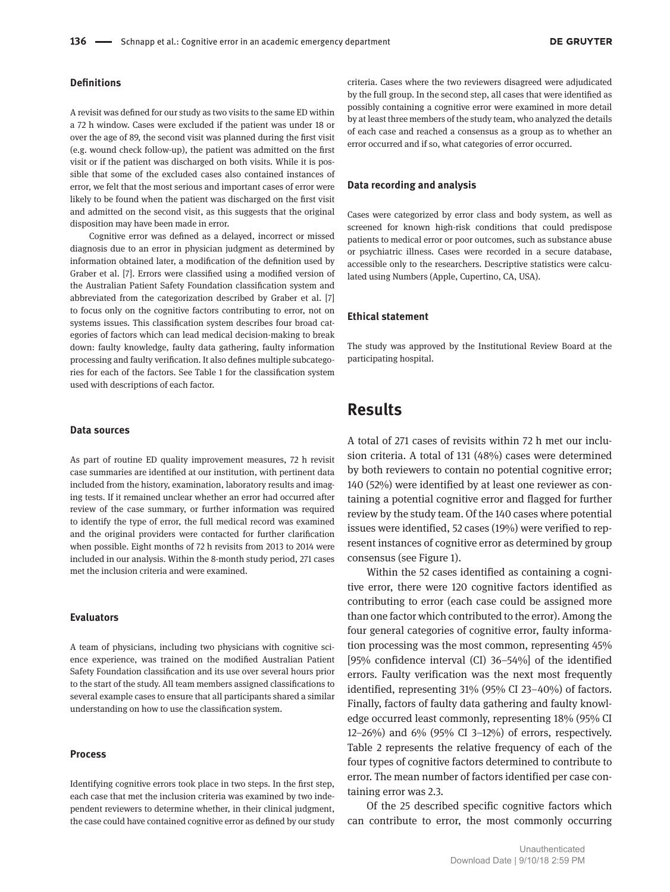### Definitions

A revisit was defined for our study as two visits to the same ED within a 72 h window. Cases were excluded if the patient was under 18 or over the age of 89, the second visit was planned during the first visit (e.g. wound check follow-up), the patient was admitted on the first visit or if the patient was discharged on both visits. While it is possible that some of the excluded cases also contained instances of error, we felt that the most serious and important cases of error were likely to be found when the patient was discharged on the first visit and admitted on the second visit, as this suggests that the original disposition may have been made in error.

Cognitive error was defined as a delayed, incorrect or missed diagnosis due to an error in physician judgment as determined by information obtained later, a modification of the definition used by Graber et al. [7]. Errors were classified using a modified version of the Australian Patient Safety Foundation classification system and abbreviated from the categorization described by Graber et al. [7] to focus only on the cognitive factors contributing to error, not on systems issues. This classification system describes four broad categories of factors which can lead medical decision-making to break down: faulty knowledge, faulty data gathering, faulty information processing and faulty verification. It also defines multiple subcategories for each of the factors. See Table 1 for the classification system used with descriptions of each factor.

### Data sources

As part of routine ED quality improvement measures, 72 h revisit case summaries are identified at our institution, with pertinent data included from the history, examination, laboratory results and imaging tests. If it remained unclear whether an error had occurred after review of the case summary, or further information was required to identify the type of error, the full medical record was examined and the original providers were contacted for further clarification when possible. Eight months of 72 h revisits from 2013 to 2014 were included in our analysis. Within the 8-month study period, 271 cases met the inclusion criteria and were examined.

### Evaluators

A team of physicians, including two physicians with cognitive science experience, was trained on the modified Australian Patient Safety Foundation classification and its use over several hours prior to the start of the study. All team members assigned classifications to several example cases to ensure that all participants shared a similar understanding on how to use the classification system.

### Process

Identifying cognitive errors took place in two steps. In the first step, each case that met the inclusion criteria was examined by two independent reviewers to determine whether, in their clinical judgment, the case could have contained cognitive error as defined by our study criteria. Cases where the two reviewers disagreed were adjudicated by the full group. In the second step, all cases that were identified as possibly containing a cognitive error were examined in more detail by at least three members of the study team, who analyzed the details of each case and reached a consensus as a group as to whether an error occurred and if so, what categories of error occurred.

### Data recording and analysis

Cases were categorized by error class and body system, as well as screened for known high-risk conditions that could predispose patients to medical error or poor outcomes, such as substance abuse or psychiatric illness. Cases were recorded in a secure database, accessible only to the researchers. Descriptive statistics were calculated using Numbers (Apple, Cupertino, CA, USA).

### Ethical statement

The study was approved by the Institutional Review Board at the participating hospital.

## Results

A total of 271 cases of revisits within 72 h met our inclusion criteria. A total of 131 (48%) cases were determined by both reviewers to contain no potential cognitive error; 140 (52%) were identified by at least one reviewer as containing a potential cognitive error and flagged for further review by the study team. Of the 140 cases where potential issues were identified, 52 cases (19%) were verified to represent instances of cognitive error as determined by group consensus (see Figure 1).

Within the 52 cases identified as containing a cognitive error, there were 120 cognitive factors identified as contributing to error (each case could be assigned more than one factor which contributed to the error). Among the four general categories of cognitive error, faulty information processing was the most common, representing 45% [95% confidence interval (CI) 36–54%] of the identified errors. Faulty verification was the next most frequently identified, representing 31% (95% CI 23–40%) of factors. Finally, factors of faulty data gathering and faulty knowledge occurred least commonly, representing 18% (95% CI 12–26%) and 6% (95% CI 3–12%) of errors, respectively. Table 2 represents the relative frequency of each of the four types of cognitive factors determined to contribute to error. The mean number of factors identified per case containing error was 2.3.

Of the 25 described specific cognitive factors which can contribute to error, the most commonly occurring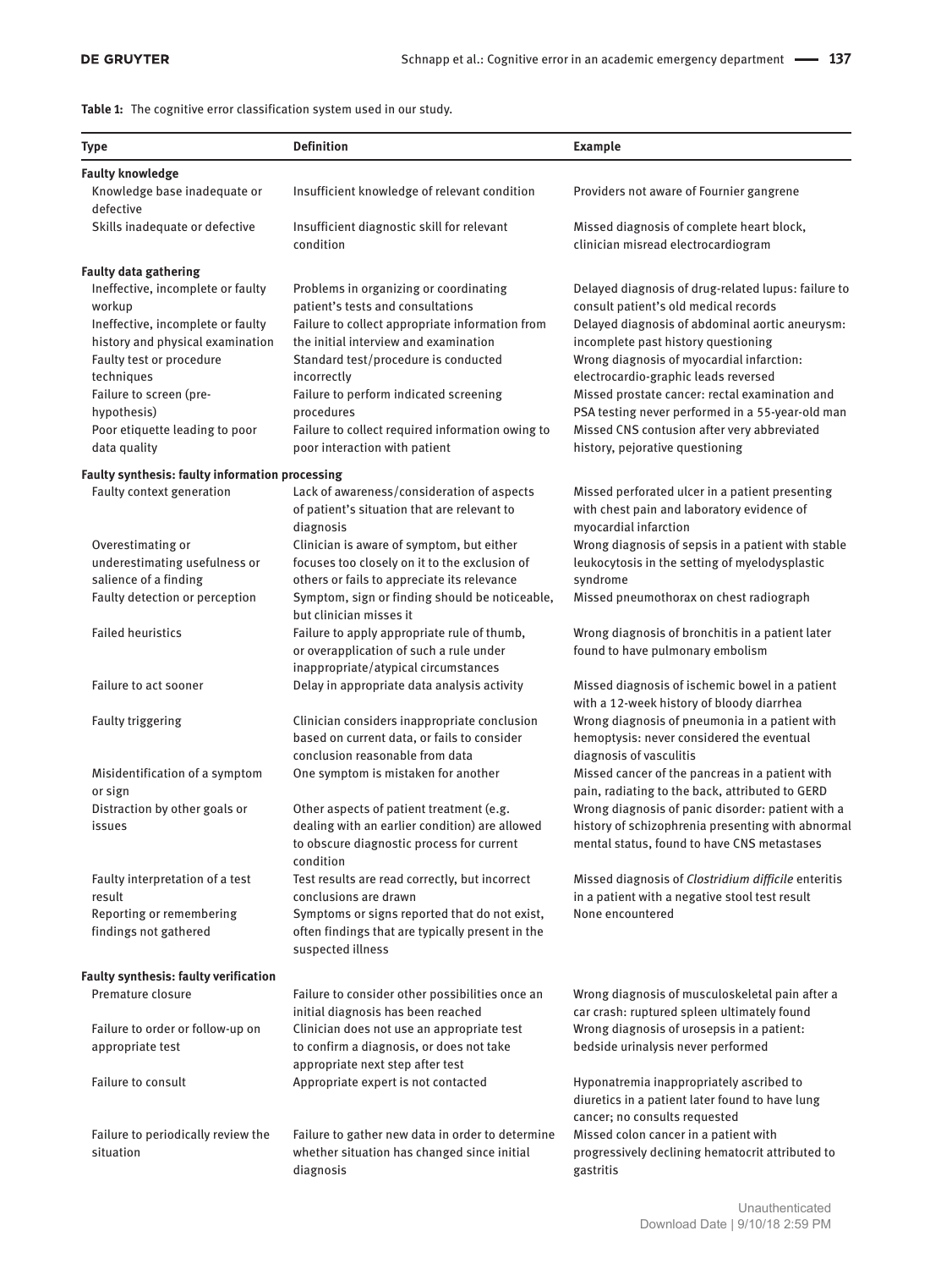**Table 1:** The cognitive error classification system used in our study.

| Type | Definition | Example |
|---|---|---|
| **Faulty knowledge** | | |
| Knowledge base inadequate or defective | Insufficient knowledge of relevant condition | Providers not aware of Fournier gangrene |
| Skills inadequate or defective | Insufficient diagnostic skill for relevant condition | Missed diagnosis of complete heart block, clinician misread electrocardiogram |
| **Faulty data gathering** | | |
| Ineffective, incomplete or faulty workup | Problems in organizing or coordinating patient's tests and consultations | Delayed diagnosis of drug-related lupus: failure to consult patient's old medical records |
| Ineffective, incomplete or faulty history and physical examination | Failure to collect appropriate information from the initial interview and examination | Delayed diagnosis of abdominal aortic aneurysm: incomplete past history questioning |
| Faulty test or procedure techniques | Standard test/procedure is conducted incorrectly | Wrong diagnosis of myocardial infarction: electrocardio-graphic leads reversed |
| Failure to screen (pre-hypothesis) | Failure to perform indicated screening procedures | Missed prostate cancer: rectal examination and PSA testing never performed in a 55-year-old man |
| Poor etiquette leading to poor data quality | Failure to collect required information owing to poor interaction with patient | Missed CNS contusion after very abbreviated history, pejorative questioning |
| **Faulty synthesis: faulty information processing** | | |
| Faulty context generation | Lack of awareness/consideration of aspects of patient's situation that are relevant to diagnosis | Missed perforated ulcer in a patient presenting with chest pain and laboratory evidence of myocardial infarction |
| Overestimating or underestimating usefulness or salience of a finding | Clinician is aware of symptom, but either focuses too closely on it to the exclusion of others or fails to appreciate its relevance | Wrong diagnosis of sepsis in a patient with stable leukocytosis in the setting of myelodysplastic syndrome |
| Faulty detection or perception | Symptom, sign or finding should be noticeable, but clinician misses it | Missed pneumothorax on chest radiograph |
| Failed heuristics | Failure to apply appropriate rule of thumb, or overapplication of such a rule under inappropriate/atypical circumstances | Wrong diagnosis of bronchitis in a patient later found to have pulmonary embolism |
| Failure to act sooner | Delay in appropriate data analysis activity | Missed diagnosis of ischemic bowel in a patient with a 12-week history of bloody diarrhea |
| Faulty triggering | Clinician considers inappropriate conclusion based on current data, or fails to consider conclusion reasonable from data | Wrong diagnosis of pneumonia in a patient with hemoptysis: never considered the eventual diagnosis of vasculitis |
| Misidentification of a symptom or sign | One symptom is mistaken for another | Missed cancer of the pancreas in a patient with pain, radiating to the back, attributed to GERD |
| Distraction by other goals or issues | Other aspects of patient treatment (e.g. dealing with an earlier condition) are allowed to obscure diagnostic process for current condition | Wrong diagnosis of panic disorder: patient with a history of schizophrenia presenting with abnormal mental status, found to have CNS metastases |
| Faulty interpretation of a test result | Test results are read correctly, but incorrect conclusions are drawn | Missed diagnosis of *Clostridium difficile* enteritis in a patient with a negative stool test result |
| Reporting or remembering findings not gathered | Symptoms or signs reported that do not exist, often findings that are typically present in the suspected illness | None encountered |
| **Faulty synthesis: faulty verification** | | |
| Premature closure | Failure to consider other possibilities once an initial diagnosis has been reached | Wrong diagnosis of musculoskeletal pain after a car crash: ruptured spleen ultimately found |
| Failure to order or follow-up on appropriate test | Clinician does not use an appropriate test to confirm a diagnosis, or does not take appropriate next step after test | Wrong diagnosis of urosepsis in a patient: bedside urinalysis never performed |
| Failure to consult | Appropriate expert is not contacted | Hyponatremia inappropriately ascribed to diuretics in a patient later found to have lung cancer; no consults requested |
| Failure to periodically review the situation | Failure to gather new data in order to determine whether situation has changed since initial diagnosis | Missed colon cancer in a patient with progressively declining hematocrit attributed to gastritis |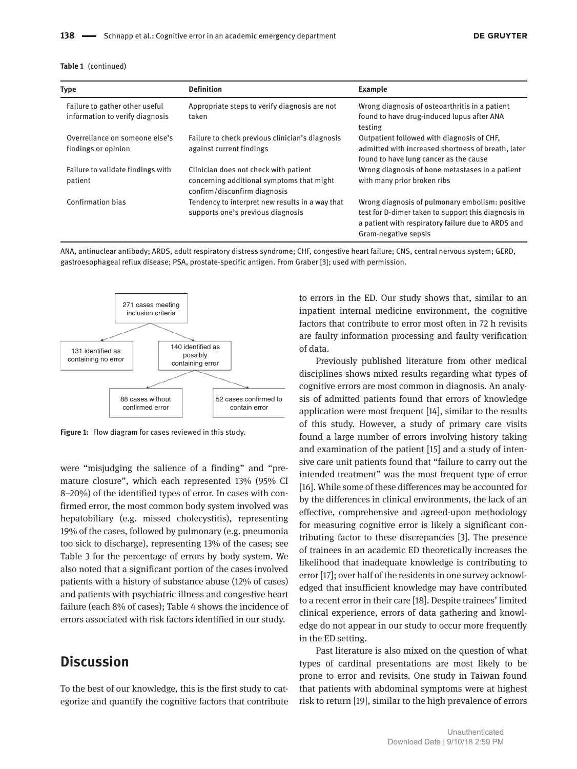**Table 1** (continued)

| Type | Definition | Example |
|---|---|---|
| Failure to gather other useful information to verify diagnosis | Appropriate steps to verify diagnosis are not taken | Wrong diagnosis of osteoarthritis in a patient found to have drug-induced lupus after ANA testing |
| Overreliance on someone else's findings or opinion | Failure to check previous clinician's diagnosis against current findings | Outpatient followed with diagnosis of CHF, admitted with increased shortness of breath, later found to have lung cancer as the cause |
| Failure to validate findings with patient | Clinician does not check with patient concerning additional symptoms that might confirm/disconfirm diagnosis | Wrong diagnosis of bone metastases in a patient with many prior broken ribs |
| Confirmation bias | Tendency to interpret new results in a way that supports one's previous diagnosis | Wrong diagnosis of pulmonary embolism: positive test for D-dimer taken to support this diagnosis in a patient with respiratory failure due to ARDS and Gram-negative sepsis |

ANA, antinuclear antibody; ARDS, adult respiratory distress syndrome; CHF, congestive heart failure; CNS, central nervous system; GERD, gastroesophageal reflux disease; PSA, prostate-specific antigen. From Graber [3]; used with permission.

- 271 cases meeting inclusion criteria
  - 131 identified as containing no error
  - 140 identified as possibly containing error
    - 88 cases without confirmed error
    - 52 cases confirmed to contain error

**Figure 1:** Flow diagram for cases reviewed in this study.

were "misjudging the salience of a finding" and "premature closure", which each represented 13% (95% CI 8–20%) of the identified types of error. In cases with confirmed error, the most common body system involved was hepatobiliary (e.g. missed cholecystitis), representing 19% of the cases, followed by pulmonary (e.g. pneumonia too sick to discharge), representing 13% of the cases; see Table 3 for the percentage of errors by body system. We also noted that a significant portion of the cases involved patients with a history of substance abuse (12% of cases) and patients with psychiatric illness and congestive heart failure (each 8% of cases); Table 4 shows the incidence of errors associated with risk factors identified in our study.

## Discussion

To the best of our knowledge, this is the first study to categorize and quantify the cognitive factors that contribute to errors in the ED. Our study shows that, similar to an inpatient internal medicine environment, the cognitive factors that contribute to error most often in 72 h revisits are faulty information processing and faulty verification of data.

Previously published literature from other medical disciplines shows mixed results regarding what types of cognitive errors are most common in diagnosis. An analysis of admitted patients found that errors of knowledge application were most frequent [14], similar to the results of this study. However, a study of primary care visits found a large number of errors involving history taking and examination of the patient [15] and a study of intensive care unit patients found that "failure to carry out the intended treatment" was the most frequent type of error [16]. While some of these differences may be accounted for by the differences in clinical environments, the lack of an effective, comprehensive and agreed-upon methodology for measuring cognitive error is likely a significant contributing factor to these discrepancies [3]. The presence of trainees in an academic ED theoretically increases the likelihood that inadequate knowledge is contributing to error [17]; over half of the residents in one survey acknowledged that insufficient knowledge may have contributed to a recent error in their care [18]. Despite trainees' limited clinical experience, errors of data gathering and knowledge do not appear in our study to occur more frequently in the ED setting.

Past literature is also mixed on the question of what types of cardinal presentations are most likely to be prone to error and revisits. One study in Taiwan found that patients with abdominal symptoms were at highest risk to return [19], similar to the high prevalence of errors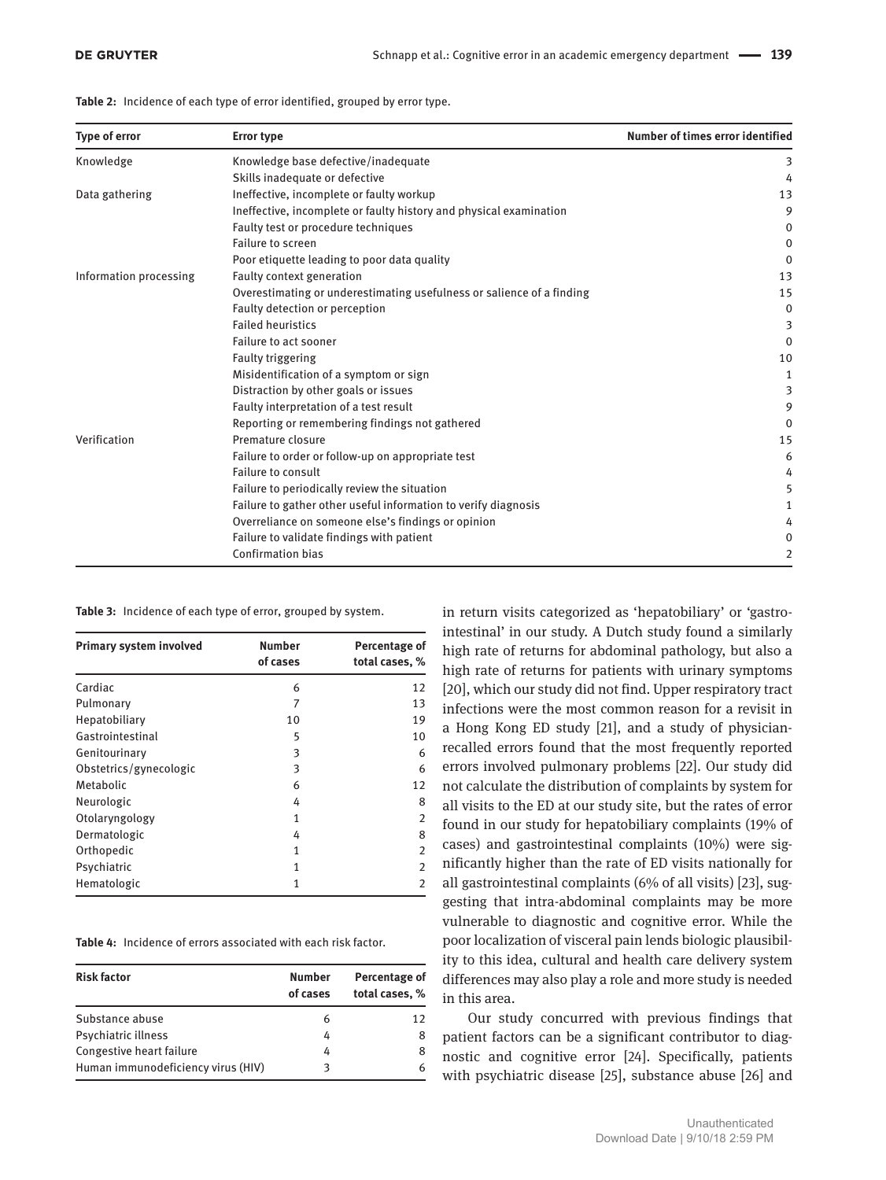**Table 2:** Incidence of each type of error identified, grouped by error type.

| Type of error | Error type | Number of times error identified |
|---|---|---|
| Knowledge | Knowledge base defective/inadequate | 3 |
| | Skills inadequate or defective | 4 |
| Data gathering | Ineffective, incomplete or faulty workup | 13 |
| | Ineffective, incomplete or faulty history and physical examination | 9 |
| | Faulty test or procedure techniques | 0 |
| | Failure to screen | 0 |
| | Poor etiquette leading to poor data quality | 0 |
| Information processing | Faulty context generation | 13 |
| | Overestimating or underestimating usefulness or salience of a finding | 15 |
| | Faulty detection or perception | 0 |
| | Failed heuristics | 3 |
| | Failure to act sooner | 0 |
| | Faulty triggering | 10 |
| | Misidentification of a symptom or sign | 1 |
| | Distraction by other goals or issues | 3 |
| | Faulty interpretation of a test result | 9 |
| | Reporting or remembering findings not gathered | 0 |
| Verification | Premature closure | 15 |
| | Failure to order or follow-up on appropriate test | 6 |
| | Failure to consult | 4 |
| | Failure to periodically review the situation | 5 |
| | Failure to gather other useful information to verify diagnosis | 1 |
| | Overreliance on someone else's findings or opinion | 4 |
| | Failure to validate findings with patient | 0 |
| | Confirmation bias | 2 |

**Table 3:** Incidence of each type of error, grouped by system.

| Primary system involved | Number of cases | Percentage of total cases, % |
|---|---|---|
| Cardiac | 6 | 12 |
| Pulmonary | 7 | 13 |
| Hepatobiliary | 10 | 19 |
| Gastrointestinal | 5 | 10 |
| Genitourinary | 3 | 6 |
| Obstetrics/gynecologic | 3 | 6 |
| Metabolic | 6 | 12 |
| Neurologic | 4 | 8 |
| Otolaryngology | 1 | 2 |
| Dermatologic | 4 | 8 |
| Orthopedic | 1 | 2 |
| Psychiatric | 1 | 2 |
| Hematologic | 1 | 2 |

**Table 4:** Incidence of errors associated with each risk factor.

| Risk factor | Number of cases | Percentage of total cases, % |
|---|---|---|
| Substance abuse | 6 | 12 |
| Psychiatric illness | 4 | 8 |
| Congestive heart failure | 4 | 8 |
| Human immunodeficiency virus (HIV) | 3 | 6 |

in return visits categorized as 'hepatobiliary' or 'gastrointestinal' in our study. A Dutch study found a similarly high rate of returns for abdominal pathology, but also a high rate of returns for patients with urinary symptoms [20], which our study did not find. Upper respiratory tract infections were the most common reason for a revisit in a Hong Kong ED study [21], and a study of physician-recalled errors found that the most frequently reported errors involved pulmonary problems [22]. Our study did not calculate the distribution of complaints by system for all visits to the ED at our study site, but the rates of error found in our study for hepatobiliary complaints (19% of cases) and gastrointestinal complaints (10%) were significantly higher than the rate of ED visits nationally for all gastrointestinal complaints (6% of all visits) [23], suggesting that intra-abdominal complaints may be more vulnerable to diagnostic and cognitive error. While the poor localization of visceral pain lends biologic plausibility to this idea, cultural and health care delivery system differences may also play a role and more study is needed in this area.

Our study concurred with previous findings that patient factors can be a significant contributor to diagnostic and cognitive error [24]. Specifically, patients with psychiatric disease [25], substance abuse [26] and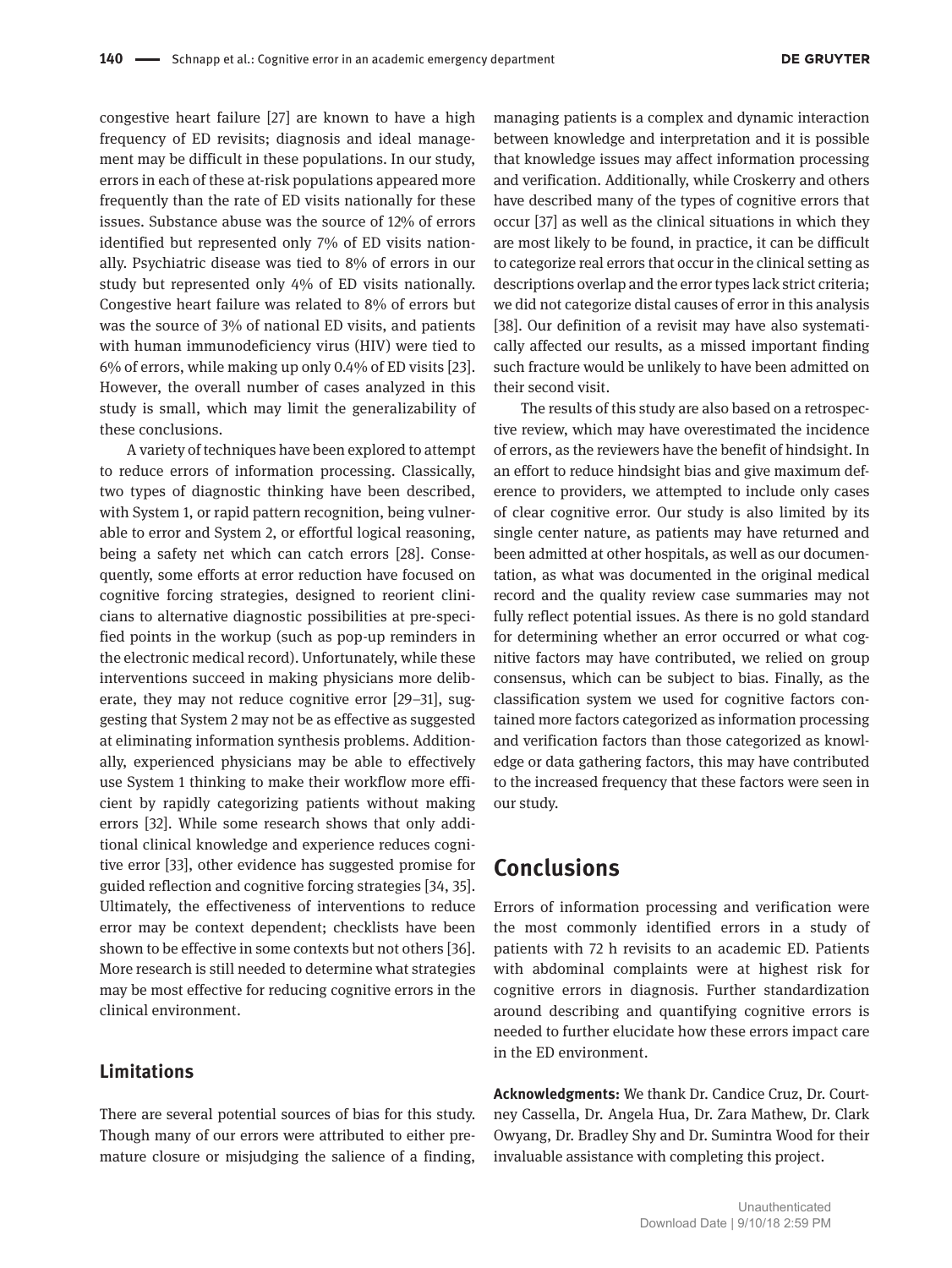congestive heart failure [27] are known to have a high frequency of ED revisits; diagnosis and ideal management may be difficult in these populations. In our study, errors in each of these at-risk populations appeared more frequently than the rate of ED visits nationally for these issues. Substance abuse was the source of 12% of errors identified but represented only 7% of ED visits nationally. Psychiatric disease was tied to 8% of errors in our study but represented only 4% of ED visits nationally. Congestive heart failure was related to 8% of errors but was the source of 3% of national ED visits, and patients with human immunodeficiency virus (HIV) were tied to 6% of errors, while making up only 0.4% of ED visits [23]. However, the overall number of cases analyzed in this study is small, which may limit the generalizability of these conclusions.

A variety of techniques have been explored to attempt to reduce errors of information processing. Classically, two types of diagnostic thinking have been described, with System 1, or rapid pattern recognition, being vulnerable to error and System 2, or effortful logical reasoning, being a safety net which can catch errors [28]. Consequently, some efforts at error reduction have focused on cognitive forcing strategies, designed to reorient clinicians to alternative diagnostic possibilities at pre-specified points in the workup (such as pop-up reminders in the electronic medical record). Unfortunately, while these interventions succeed in making physicians more deliberate, they may not reduce cognitive error [29–31], suggesting that System 2 may not be as effective as suggested at eliminating information synthesis problems. Additionally, experienced physicians may be able to effectively use System 1 thinking to make their workflow more efficient by rapidly categorizing patients without making errors [32]. While some research shows that only additional clinical knowledge and experience reduces cognitive error [33], other evidence has suggested promise for guided reflection and cognitive forcing strategies [34, 35]. Ultimately, the effectiveness of interventions to reduce error may be context dependent; checklists have been shown to be effective in some contexts but not others [36]. More research is still needed to determine what strategies may be most effective for reducing cognitive errors in the clinical environment.

### Limitations

There are several potential sources of bias for this study. Though many of our errors were attributed to either premature closure or misjudging the salience of a finding, managing patients is a complex and dynamic interaction between knowledge and interpretation and it is possible that knowledge issues may affect information processing and verification. Additionally, while Croskerry and others have described many of the types of cognitive errors that occur [37] as well as the clinical situations in which they are most likely to be found, in practice, it can be difficult to categorize real errors that occur in the clinical setting as descriptions overlap and the error types lack strict criteria; we did not categorize distal causes of error in this analysis [38]. Our definition of a revisit may have also systematically affected our results, as a missed important finding such fracture would be unlikely to have been admitted on their second visit.

The results of this study are also based on a retrospective review, which may have overestimated the incidence of errors, as the reviewers have the benefit of hindsight. In an effort to reduce hindsight bias and give maximum deference to providers, we attempted to include only cases of clear cognitive error. Our study is also limited by its single center nature, as patients may have returned and been admitted at other hospitals, as well as our documentation, as what was documented in the original medical record and the quality review case summaries may not fully reflect potential issues. As there is no gold standard for determining whether an error occurred or what cognitive factors may have contributed, we relied on group consensus, which can be subject to bias. Finally, as the classification system we used for cognitive factors contained more factors categorized as information processing and verification factors than those categorized as knowledge or data gathering factors, this may have contributed to the increased frequency that these factors were seen in our study.

## Conclusions

Errors of information processing and verification were the most commonly identified errors in a study of patients with 72 h revisits to an academic ED. Patients with abdominal complaints were at highest risk for cognitive errors in diagnosis. Further standardization around describing and quantifying cognitive errors is needed to further elucidate how these errors impact care in the ED environment.

**Acknowledgments:** We thank Dr. Candice Cruz, Dr. Courtney Cassella, Dr. Angela Hua, Dr. Zara Mathew, Dr. Clark Owyang, Dr. Bradley Shy and Dr. Sumintra Wood for their invaluable assistance with completing this project.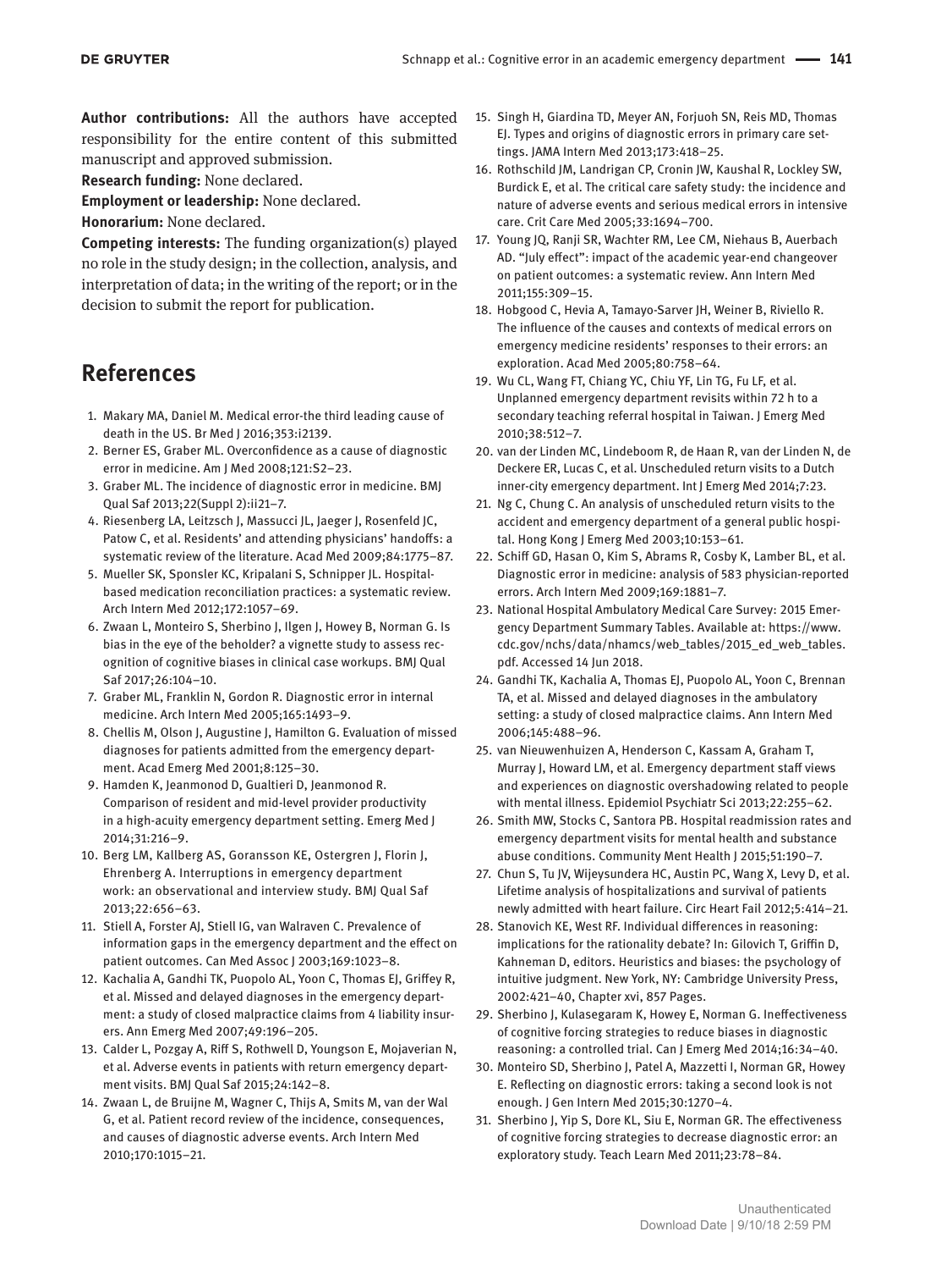**Author contributions:** All the authors have accepted responsibility for the entire content of this submitted manuscript and approved submission.

**Research funding:** None declared.

**Employment or leadership:** None declared.

**Honorarium:** None declared.

**Competing interests:** The funding organization(s) played no role in the study design; in the collection, analysis, and interpretation of data; in the writing of the report; or in the decision to submit the report for publication.

## References

1. Makary MA, Daniel M. Medical error-the third leading cause of death in the US. Br Med J 2016;353:i2139.
2. Berner ES, Graber ML. Overconfidence as a cause of diagnostic error in medicine. Am J Med 2008;121:S2–23.
3. Graber ML. The incidence of diagnostic error in medicine. BMJ Qual Saf 2013;22(Suppl 2):ii21–7.
4. Riesenberg LA, Leitzsch J, Massucci JL, Jaeger J, Rosenfeld JC, Patow C, et al. Residents' and attending physicians' handoffs: a systematic review of the literature. Acad Med 2009;84:1775–87.
5. Mueller SK, Sponsler KC, Kripalani S, Schnipper JL. Hospital-based medication reconciliation practices: a systematic review. Arch Intern Med 2012;172:1057–69.
6. Zwaan L, Monteiro S, Sherbino J, Ilgen J, Howey B, Norman G. Is bias in the eye of the beholder? a vignette study to assess recognition of cognitive biases in clinical case workups. BMJ Qual Saf 2017;26:104–10.
7. Graber ML, Franklin N, Gordon R. Diagnostic error in internal medicine. Arch Intern Med 2005;165:1493–9.
8. Chellis M, Olson J, Augustine J, Hamilton G. Evaluation of missed diagnoses for patients admitted from the emergency department. Acad Emerg Med 2001;8:125–30.
9. Hamden K, Jeanmonod D, Gualtieri D, Jeanmonod R. Comparison of resident and mid-level provider productivity in a high-acuity emergency department setting. Emerg Med J 2014;31:216–9.
10. Berg LM, Kallberg AS, Goransson KE, Ostergren J, Florin J, Ehrenberg A. Interruptions in emergency department work: an observational and interview study. BMJ Qual Saf 2013;22:656–63.
11. Stiell A, Forster AJ, Stiell IG, van Walraven C. Prevalence of information gaps in the emergency department and the effect on patient outcomes. Can Med Assoc J 2003;169:1023–8.
12. Kachalia A, Gandhi TK, Puopolo AL, Yoon C, Thomas EJ, Griffey R, et al. Missed and delayed diagnoses in the emergency department: a study of closed malpractice claims from 4 liability insurers. Ann Emerg Med 2007;49:196–205.
13. Calder L, Pozgay A, Riff S, Rothwell D, Youngson E, Mojaverian N, et al. Adverse events in patients with return emergency department visits. BMJ Qual Saf 2015;24:142–8.
14. Zwaan L, de Bruijne M, Wagner C, Thijs A, Smits M, van der Wal G, et al. Patient record review of the incidence, consequences, and causes of diagnostic adverse events. Arch Intern Med 2010;170:1015–21.
15. Singh H, Giardina TD, Meyer AN, Forjuoh SN, Reis MD, Thomas EJ. Types and origins of diagnostic errors in primary care settings. JAMA Intern Med 2013;173:418–25.
16. Rothschild JM, Landrigan CP, Cronin JW, Kaushal R, Lockley SW, Burdick E, et al. The critical care safety study: the incidence and nature of adverse events and serious medical errors in intensive care. Crit Care Med 2005;33:1694–700.
17. Young JQ, Ranji SR, Wachter RM, Lee CM, Niehaus B, Auerbach AD. "July effect": impact of the academic year-end changeover on patient outcomes: a systematic review. Ann Intern Med 2011;155:309–15.
18. Hobgood C, Hevia A, Tamayo-Sarver JH, Weiner B, Riviello R. The influence of the causes and contexts of medical errors on emergency medicine residents' responses to their errors: an exploration. Acad Med 2005;80:758–64.
19. Wu CL, Wang FT, Chiang YC, Chiu YF, Lin TG, Fu LF, et al. Unplanned emergency department revisits within 72 h to a secondary teaching referral hospital in Taiwan. J Emerg Med 2010;38:512–7.
20. van der Linden MC, Lindeboom R, de Haan R, van der Linden N, de Deckere ER, Lucas C, et al. Unscheduled return visits to a Dutch inner-city emergency department. Int J Emerg Med 2014;7:23.
21. Ng C, Chung C. An analysis of unscheduled return visits to the accident and emergency department of a general public hospital. Hong Kong J Emerg Med 2003;10:153–61.
22. Schiff GD, Hasan O, Kim S, Abrams R, Cosby K, Lamber BL, et al. Diagnostic error in medicine: analysis of 583 physician-reported errors. Arch Intern Med 2009;169:1881–7.
23. National Hospital Ambulatory Medical Care Survey: 2015 Emergency Department Summary Tables. Available at: https://www.cdc.gov/nchs/data/nhamcs/web_tables/2015_ed_web_tables.pdf. Accessed 14 Jun 2018.
24. Gandhi TK, Kachalia A, Thomas EJ, Puopolo AL, Yoon C, Brennan TA, et al. Missed and delayed diagnoses in the ambulatory setting: a study of closed malpractice claims. Ann Intern Med 2006;145:488–96.
25. van Nieuwenhuizen A, Henderson C, Kassam A, Graham T, Murray J, Howard LM, et al. Emergency department staff views and experiences on diagnostic overshadowing related to people with mental illness. Epidemiol Psychiatr Sci 2013;22:255–62.
26. Smith MW, Stocks C, Santora PB. Hospital readmission rates and emergency department visits for mental health and substance abuse conditions. Community Ment Health J 2015;51:190–7.
27. Chun S, Tu JV, Wijeysundera HC, Austin PC, Wang X, Levy D, et al. Lifetime analysis of hospitalizations and survival of patients newly admitted with heart failure. Circ Heart Fail 2012;5:414–21.
28. Stanovich KE, West RF. Individual differences in reasoning: implications for the rationality debate? In: Gilovich T, Griffin D, Kahneman D, editors. Heuristics and biases: the psychology of intuitive judgment. New York, NY: Cambridge University Press, 2002:421–40, Chapter xvi, 857 Pages.
29. Sherbino J, Kulasegaram K, Howey E, Norman G. Ineffectiveness of cognitive forcing strategies to reduce biases in diagnostic reasoning: a controlled trial. Can J Emerg Med 2014;16:34–40.
30. Monteiro SD, Sherbino J, Patel A, Mazzetti I, Norman GR, Howey E. Reflecting on diagnostic errors: taking a second look is not enough. J Gen Intern Med 2015;30:1270–4.
31. Sherbino J, Yip S, Dore KL, Siu E, Norman GR. The effectiveness of cognitive forcing strategies to decrease diagnostic error: an exploratory study. Teach Learn Med 2011;23:78–84.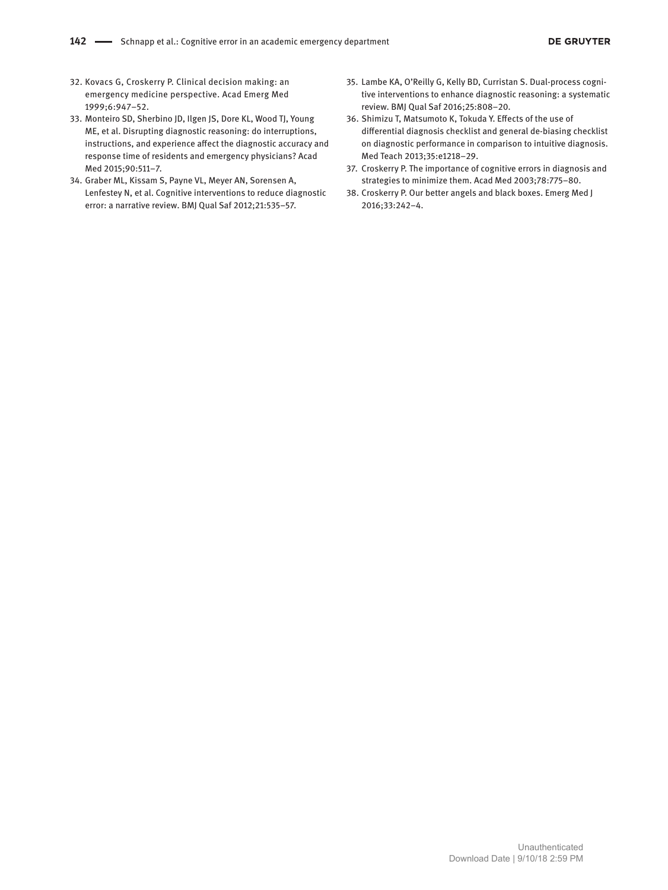32. Kovacs G, Croskerry P. Clinical decision making: an emergency medicine perspective. Acad Emerg Med 1999;6:947–52.
33. Monteiro SD, Sherbino JD, Ilgen JS, Dore KL, Wood TJ, Young ME, et al. Disrupting diagnostic reasoning: do interruptions, instructions, and experience affect the diagnostic accuracy and response time of residents and emergency physicians? Acad Med 2015;90:511–7.
34. Graber ML, Kissam S, Payne VL, Meyer AN, Sorensen A, Lenfestey N, et al. Cognitive interventions to reduce diagnostic error: a narrative review. BMJ Qual Saf 2012;21:535–57.
35. Lambe KA, O'Reilly G, Kelly BD, Curristan S. Dual-process cognitive interventions to enhance diagnostic reasoning: a systematic review. BMJ Qual Saf 2016;25:808–20.
36. Shimizu T, Matsumoto K, Tokuda Y. Effects of the use of differential diagnosis checklist and general de-biasing checklist on diagnostic performance in comparison to intuitive diagnosis. Med Teach 2013;35:e1218–29.
37. Croskerry P. The importance of cognitive errors in diagnosis and strategies to minimize them. Acad Med 2003;78:775–80.
38. Croskerry P. Our better angels and black boxes. Emerg Med J 2016;33:242–4.